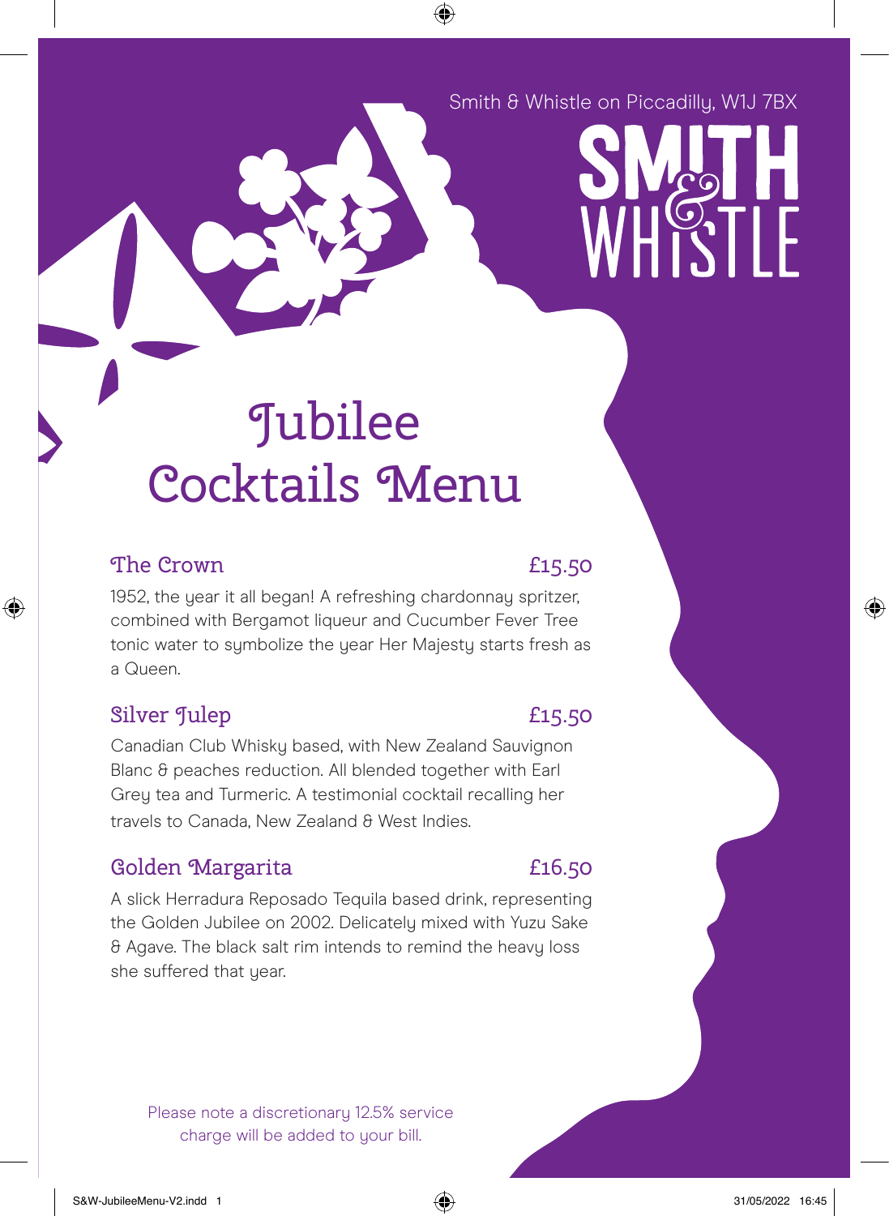Smith & Whistle on Piccadilly, W1J 7BX

SMITH & WHISTLE

# Jubilee Cocktails Menu

## The Crown £15.50

1952, the year it all began! A refreshing chardonnay spritzer, combined with Bergamot liqueur and Cucumber Fever Tree tonic water to symbolize the year Her Majesty starts fresh as a Queen.

## Silver Julep £15.50

Canadian Club Whisky based, with New Zealand Sauvignon Blanc & peaches reduction. All blended together with Earl Grey tea and Turmeric. A testimonial cocktail recalling her travels to Canada, New Zealand & West Indies.

## Golden Margarita £16.50

A slick Herradura Reposado Tequila based drink, representing the Golden Jubilee on 2002. Delicately mixed with Yuzu Sake & Agave. The black salt rim intends to remind the heavy loss she suffered that year.

Please note a discretionary 12.5% service charge will be added to your bill.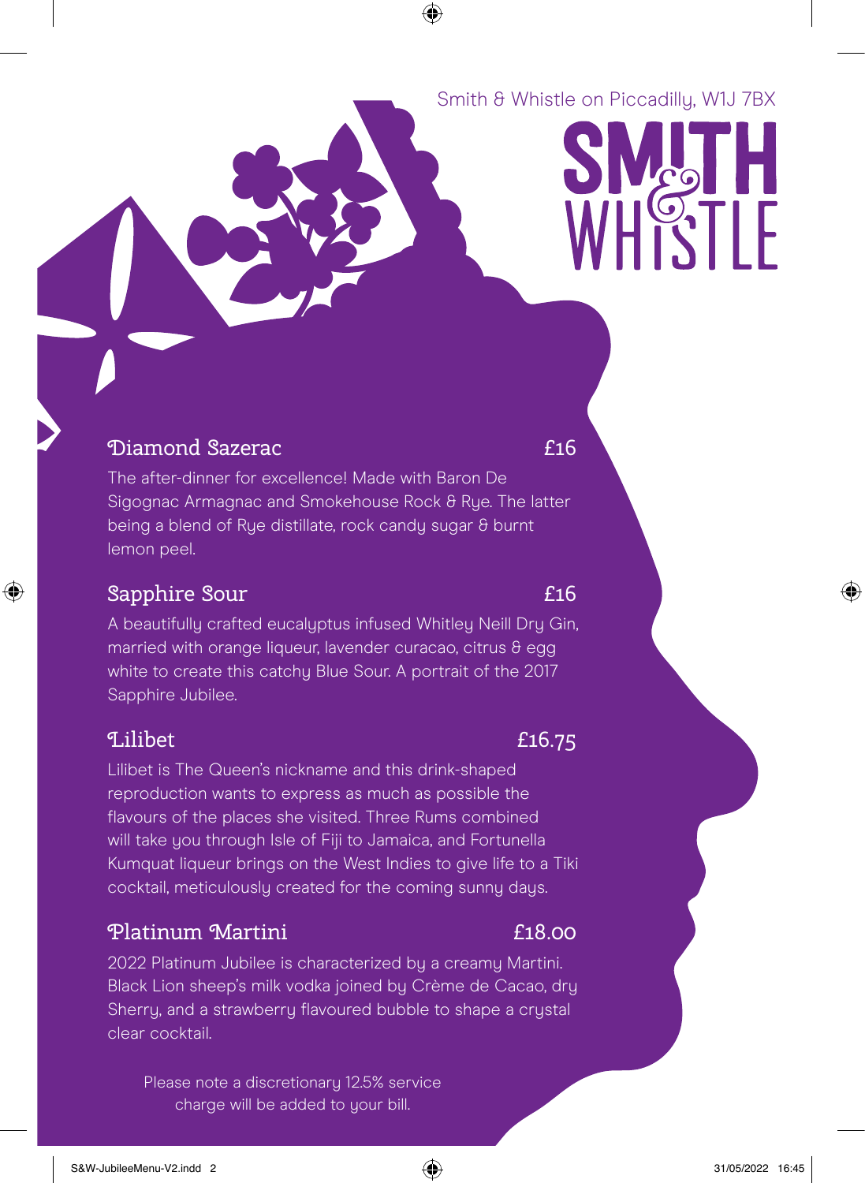Smith & Whistle on Piccadilly, W1J 7BX

# SMITH & WHISTLE

## Diamond Sazerac — £16

The after-dinner for excellence! Made with Baron De Sigognac Armagnac and Smokehouse Rock & Rye. The latter being a blend of Rye distillate, rock candy sugar & burnt lemon peel.

## Sapphire Sour — £16

A beautifully crafted eucalyptus infused Whitley Neill Dry Gin, married with orange liqueur, lavender curacao, citrus & egg white to create this catchy Blue Sour. A portrait of the 2017 Sapphire Jubilee.

## Lilibet — £16.75

Lilibet is The Queen's nickname and this drink-shaped reproduction wants to express as much as possible the flavours of the places she visited. Three Rums combined will take you through Isle of Fiji to Jamaica, and Fortunella Kumquat liqueur brings on the West Indies to give life to a Tiki cocktail, meticulously created for the coming sunny days.

## Platinum Martini — £18.00

2022 Platinum Jubilee is characterized by a creamy Martini. Black Lion sheep's milk vodka joined by Crème de Cacao, dry Sherry, and a strawberry flavoured bubble to shape a crystal clear cocktail.

Please note a discretionary 12.5% service charge will be added to your bill.